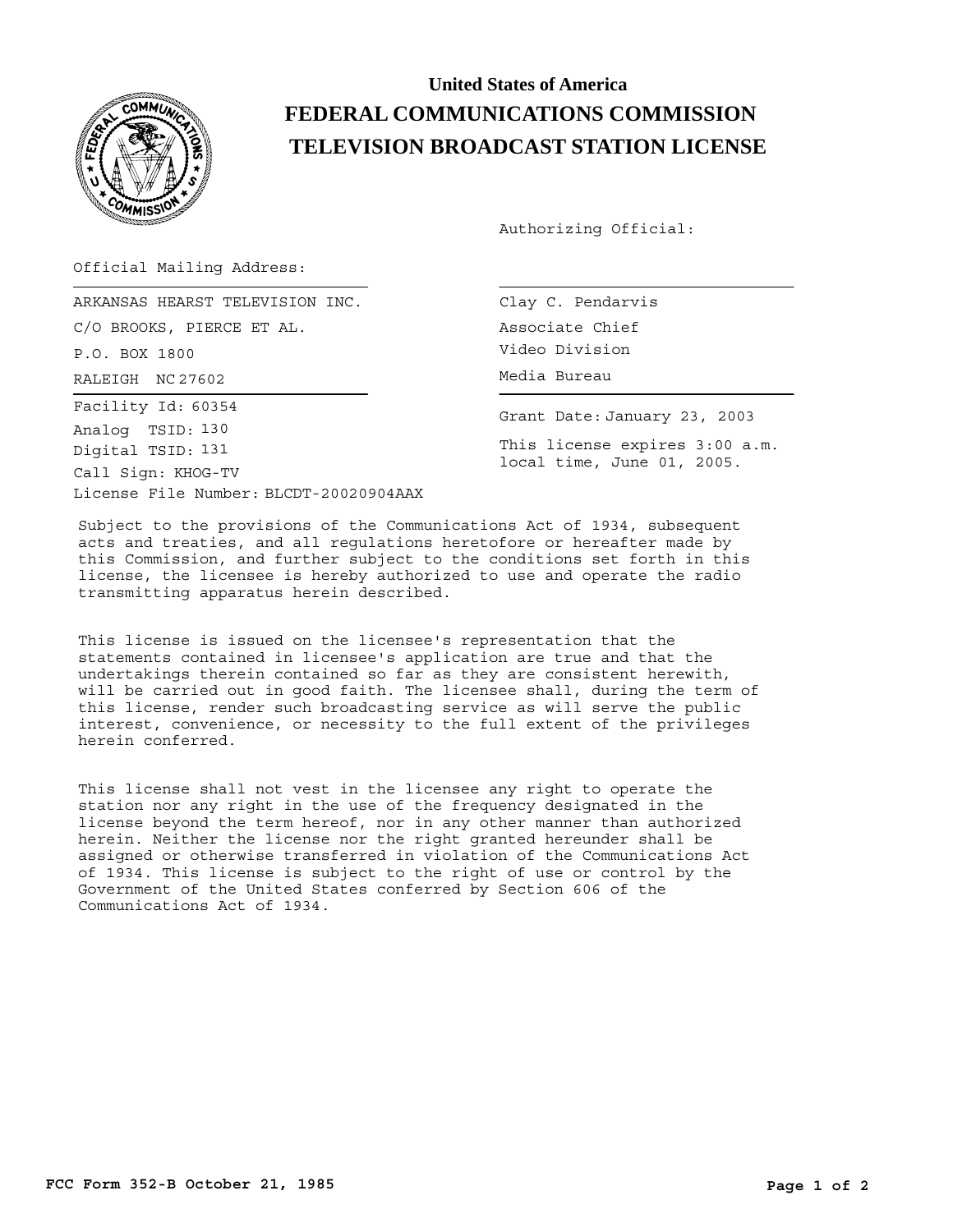# United States of America
# FEDERAL COMMUNICATIONS COMMISSION
# TELEVISION BROADCAST STATION LICENSE

Authorizing Official:

Official Mailing Address:

ARKANSAS HEARST TELEVISION INC.
C/O BROOKS, PIERCE ET AL.
P.O. BOX 1800
RALEIGH NC 27602

Clay C. Pendarvis
Associate Chief
Video Division
Media Bureau

Facility Id: 60354
Analog TSID: 130
Digital TSID: 131
Call Sign: KHOG-TV
License File Number: BLCDT-20020904AAX

Grant Date: January 23, 2003

This license expires 3:00 a.m. local time, June 01, 2005.

Subject to the provisions of the Communications Act of 1934, subsequent acts and treaties, and all regulations heretofore or hereafter made by this Commission, and further subject to the conditions set forth in this license, the licensee is hereby authorized to use and operate the radio transmitting apparatus herein described.

This license is issued on the licensee's representation that the statements contained in licensee's application are true and that the undertakings therein contained so far as they are consistent herewith, will be carried out in good faith. The licensee shall, during the term of this license, render such broadcasting service as will serve the public interest, convenience, or necessity to the full extent of the privileges herein conferred.

This license shall not vest in the licensee any right to operate the station nor any right in the use of the frequency designated in the license beyond the term hereof, nor in any other manner than authorized herein. Neither the license nor the right granted hereunder shall be assigned or otherwise transferred in violation of the Communications Act of 1934. This license is subject to the right of use or control by the Government of the United States conferred by Section 606 of the Communications Act of 1934.

FCC Form 352-B October 21, 1985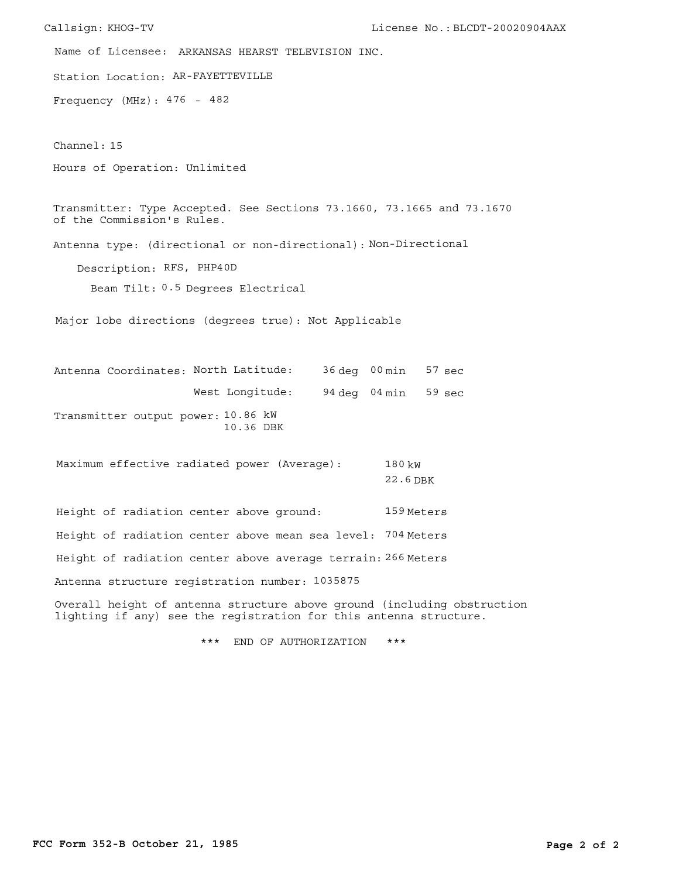Callsign: KHOG-TV License No.: BLCDT-20020904AAX

Name of Licensee: ARKANSAS HEARST TELEVISION INC.

Station Location: AR-FAYETTEVILLE

Frequency (MHz): 476 - 482

Channel: 15

Hours of Operation: Unlimited

Transmitter: Type Accepted. See Sections 73.1660, 73.1665 and 73.1670 of the Commission's Rules.

Antenna type: (directional or non-directional): Non-Directional

Description: RFS, PHP40D

Beam Tilt: 0.5 Degrees Electrical

Major lobe directions (degrees true): Not Applicable

Antenna Coordinates: North Latitude: 36 deg 00 min 57 sec

West Longitude: 94 deg 04 min 59 sec

Transmitter output power: 10.86 kW
10.36 DBK

Maximum effective radiated power (Average): 180 kW
22.6 DBK

Height of radiation center above ground: 159 Meters

Height of radiation center above mean sea level: 704 Meters

Height of radiation center above average terrain: 266 Meters

Antenna structure registration number: 1035875

Overall height of antenna structure above ground (including obstruction lighting if any) see the registration for this antenna structure.

*** END OF AUTHORIZATION ***

FCC Form 352-B October 21, 1985